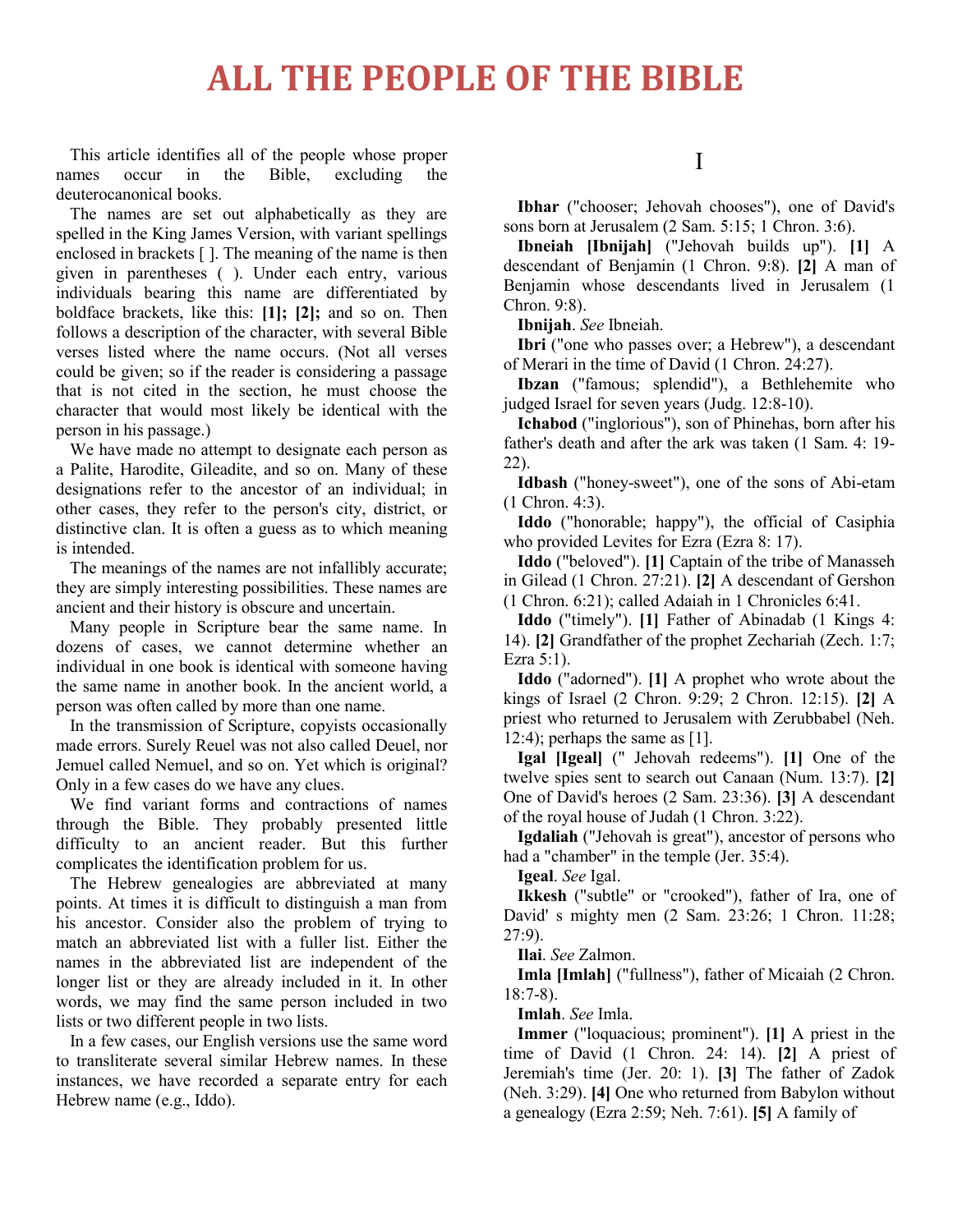# ALL THE PEOPLE OF THE BIBLE

This article identifies all of the people whose proper names occur in the Bible, excluding the deuterocanonical books.

The names are set out alphabetically as they are spelled in the King James Version, with variant spellings enclosed in brackets [ ]. The meaning of the name is then given in parentheses ( ). Under each entry, various individuals bearing this name are differentiated by boldface brackets, like this: **[1]; [2];** and so on. Then follows a description of the character, with several Bible verses listed where the name occurs. (Not all verses could be given; so if the reader is considering a passage that is not cited in the section, he must choose the character that would most likely be identical with the person in his passage.)

We have made no attempt to designate each person as a Palite, Harodite, Gileadite, and so on. Many of these designations refer to the ancestor of an individual; in other cases, they refer to the person's city, district, or distinctive clan. It is often a guess as to which meaning is intended.

The meanings of the names are not infallibly accurate; they are simply interesting possibilities. These names are ancient and their history is obscure and uncertain.

Many people in Scripture bear the same name. In dozens of cases, we cannot determine whether an individual in one book is identical with someone having the same name in another book. In the ancient world, a person was often called by more than one name.

In the transmission of Scripture, copyists occasionally made errors. Surely Reuel was not also called Deuel, nor Jemuel called Nemuel, and so on. Yet which is original? Only in a few cases do we have any clues.

We find variant forms and contractions of names through the Bible. They probably presented little difficulty to an ancient reader. But this further complicates the identification problem for us.

The Hebrew genealogies are abbreviated at many points. At times it is difficult to distinguish a man from his ancestor. Consider also the problem of trying to match an abbreviated list with a fuller list. Either the names in the abbreviated list are independent of the longer list or they are already included in it. In other words, we may find the same person included in two lists or two different people in two lists.

In a few cases, our English versions use the same word to transliterate several similar Hebrew names. In these instances, we have recorded a separate entry for each Hebrew name (e.g., Iddo).

## I

**Ibhar** ("chooser; Jehovah chooses"), one of David's sons born at Jerusalem (2 Sam. 5:15; 1 Chron. 3:6).

**Ibneiah [Ibnijah]** ("Jehovah builds up"). **[1]** A descendant of Benjamin (1 Chron. 9:8). **[2]** A man of Benjamin whose descendants lived in Jerusalem (1 Chron. 9:8).

**Ibnijah**. *See* Ibneiah.

**Ibri** ("one who passes over; a Hebrew"), a descendant of Merari in the time of David (1 Chron. 24:27).

**Ibzan** ("famous; splendid"), a Bethlehemite who judged Israel for seven years (Judg. 12:8-10).

**Ichabod** ("inglorious"), son of Phinehas, born after his father's death and after the ark was taken (1 Sam. 4: 19-22).

**Idbash** ("honey-sweet"), one of the sons of Abi-etam (1 Chron. 4:3).

**Iddo** ("honorable; happy"), the official of Casiphia who provided Levites for Ezra (Ezra 8: 17).

**Iddo** ("beloved"). **[1]** Captain of the tribe of Manasseh in Gilead (1 Chron. 27:21). **[2]** A descendant of Gershon (1 Chron. 6:21); called Adaiah in 1 Chronicles 6:41.

**Iddo** ("timely"). **[1]** Father of Abinadab (1 Kings 4: 14). **[2]** Grandfather of the prophet Zechariah (Zech. 1:7; Ezra 5:1).

**Iddo** ("adorned"). **[1]** A prophet who wrote about the kings of Israel (2 Chron. 9:29; 2 Chron. 12:15). **[2]** A priest who returned to Jerusalem with Zerubbabel (Neh. 12:4); perhaps the same as [1].

**Igal [Igeal]** (" Jehovah redeems"). **[1]** One of the twelve spies sent to search out Canaan (Num. 13:7). **[2]** One of David's heroes (2 Sam. 23:36). **[3]** A descendant of the royal house of Judah (1 Chron. 3:22).

**Igdaliah** ("Jehovah is great"), ancestor of persons who had a "chamber" in the temple (Jer. 35:4).

**Igeal**. *See* Igal.

**Ikkesh** ("subtle" or "crooked"), father of Ira, one of David' s mighty men (2 Sam. 23:26; 1 Chron. 11:28; 27:9).

**Ilai**. *See* Zalmon.

**Imla [Imlah]** ("fullness"), father of Micaiah (2 Chron. 18:7-8).

**Imlah**. *See* Imla.

**Immer** ("loquacious; prominent"). **[1]** A priest in the time of David (1 Chron. 24: 14). **[2]** A priest of Jeremiah's time (Jer. 20: 1). **[3]** The father of Zadok (Neh. 3:29). **[4]** One who returned from Babylon without a genealogy (Ezra 2:59; Neh. 7:61). **[5]** A family of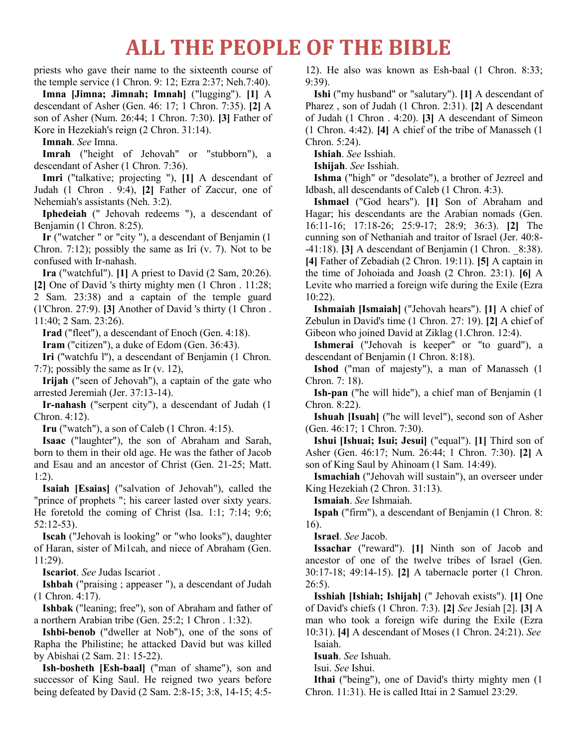priests who gave their name to the sixteenth course of the temple service (1 Chron. 9: 12; Ezra 2:37; Neh.7:40).

**Imna [Jimna; Jimnah; Imnah]** ("lugging"). **[1]** A descendant of Asher (Gen. 46: 17; 1 Chron. 7:35). **[2]** A son of Asher (Num. 26:44; 1 Chron. 7:30). **[3]** Father of Kore in Hezekiah's reign (2 Chron. 31:14).

**Imnah**. *See* Imna.

**Imrah** ("height of Jehovah" or "stubborn"), a descendant of Asher (1 Chron. 7:36).

**Imri** ("talkative; projecting "), **[1]** A descendant of Judah (1 Chron . 9:4), **[2]** Father of Zaccur, one of Nehemiah's assistants (Neh. 3:2).

**Iphedeiah** (" Jehovah redeems "), a descendant of Benjamin (1 Chron. 8:25).

**Ir** ("watcher " or "city "), a descendant of Benjamin (1 Chron. 7:12); possibly the same as Iri (v. 7). Not to be confused with Ir-nahash.

**Ira** ("watchful"). **[1]** A priest to David (2 Sam, 20:26). **[2]** One of David 's thirty mighty men (1 Chron . 11:28; 2 Sam. 23:38) and a captain of the temple guard (1'Chron. 27:9). **[3]** Another of David 's thirty (1 Chron . 11:40; 2 Sam. 23:26).

**Irad** ("fleet"), a descendant of Enoch (Gen. 4:18).

**Iram** ("citizen"), a duke of Edom (Gen. 36:43).

**Iri** ("watchfu l"), a descendant of Benjamin (1 Chron. 7:7); possibly the same as Ir (v. 12),

**Irijah** ("seen of Jehovah"), a captain of the gate who arrested Jeremiah (Jer. 37:13-14).

**Ir-nahash** ("serpent city"), a descendant of Judah (1 Chron. 4:12).

**Iru** ("watch"), a son of Caleb (1 Chron. 4:15).

**Isaac** ("laughter"), the son of Abraham and Sarah, born to them in their old age. He was the father of Jacob and Esau and an ancestor of Christ (Gen. 21-25; Matt. 1:2).

**Isaiah [Esaias]** ("salvation of Jehovah"), called the "prince of prophets "; his career lasted over sixty years. He foretold the coming of Christ (Isa. 1:1; 7:14; 9:6; 52:12-53).

**Iscah** ("Jehovah is looking" or "who looks"), daughter of Haran, sister of Mi1cah, and niece of Abraham (Gen. 11:29).

**Iscariot**. *See* Judas Iscariot .

**Ishbah** ("praising ; appeaser "), a descendant of Judah (1 Chron. 4:17).

**Ishbak** ("leaning; free"), son of Abraham and father of a northern Arabian tribe (Gen. 25:2; 1 Chron . 1:32).

**Ishbi-benob** ("dweller at Nob"), one of the sons of Rapha the Philistine; he attacked David but was killed by Abishai (2 Sam. 21: 15-22).

**Ish-bosheth [Esh-baal]** ("man of shame"), son and successor of King Saul. He reigned two years before being defeated by David (2 Sam. 2:8-15; 3:8, 14-15; 4:5-12). He also was known as Esh-baal (1 Chron. 8:33; 9:39).

**Ishi** ("my husband" or "salutary"). **[1]** A descendant of Pharez , son of Judah (1 Chron. 2:31). **[2]** A descendant of Judah (1 Chron . 4:20). **[3]** A descendant of Simeon (1 Chron. 4:42). **[4]** A chief of the tribe of Manasseh (1 Chron. 5:24).

**Ishiah**. *See* Isshiah.

**Ishijah**. *See* Isshiah.

**Ishma** ("high" or "desolate"), a brother of Jezreel and Idbash, all descendants of Caleb (1 Chron. 4:3).

**Ishmael** ("God hears"). **[1]** Son of Abraham and Hagar; his descendants are the Arabian nomads (Gen. 16:11-16; 17:18-26; 25:9-17; 28:9; 36:3). **[2]** The cunning son of Nethaniah and traitor of Israel (Jer. 40:8--41:18). **[3]** A descendant of Benjamin (1 Chron. _8:38). **[4]** Father of Zebadiah (2 Chron. 19:11). **[5]** A captain in the time of Johoiada and Joash (2 Chron. 23:1). **[6]** A Levite who married a foreign wife during the Exile (Ezra 10:22).

**Ishmaiah [Ismaiah]** ("Jehovah hears"). **[1]** A chief of Zebulun in David's time (1 Chron. 27: 19). **[2]** A chief of Gibeon who joined David at Ziklag (1.Chron. 12:4).

**Ishmerai** ("Jehovah is keeper" or "to guard"), a descendant of Benjamin (1 Chron. 8:18).

**Ishod** ("man of majesty"), a man of Manasseh (1 Chron. 7: 18).

**Ish-pan** ("he will hide"), a chief man of Benjamin (1 Chron. 8:22).

**Ishuah [Isuah]** ("he will level"), second son of Asher (Gen. 46:17; 1 Chron. 7:30).

**Ishui [Ishuai; Isui; Jesui]** ("equal"). **[1]** Third son of Asher (Gen. 46:17; Num. 26:44; 1 Chron. 7:30). **[2]** A son of King Saul by Ahinoam (1 Sam. 14:49).

**Ismachiah** ("Jehovah will sustain"), an overseer under King Hezekiah (2 Chron. 31:13).

**Ismaiah**. *See* Ishmaiah.

**Ispah** ("firm"), a descendant of Benjamin (1 Chron. 8: 16).

**Israel**. *See* Jacob.

**Issachar** ("reward"). **[1]** Ninth son of Jacob and ancestor of one of the twelve tribes of Israel (Gen. 30:17-18; 49:14-15). **[2]** A tabernacle porter (1 Chron. 26:5).

**Isshiah [Ishiah; Ishijah]** (" Jehovah exists"). **[1]** One of David's chiefs (1 Chron. 7:3). **[2]** *See* Jesiah [2]. **[3]** A man who took a foreign wife during the Exile (Ezra 10:31). **[4]** A descendant of Moses (1 Chron. 24:21). *See* Isaiah.

**Isuah**. *See* Ishuah.

Isui. *See* Ishui.

**Ithai** ("being"), one of David's thirty mighty men (1 Chron. 11:31). He is called Ittai in 2 Samuel 23:29.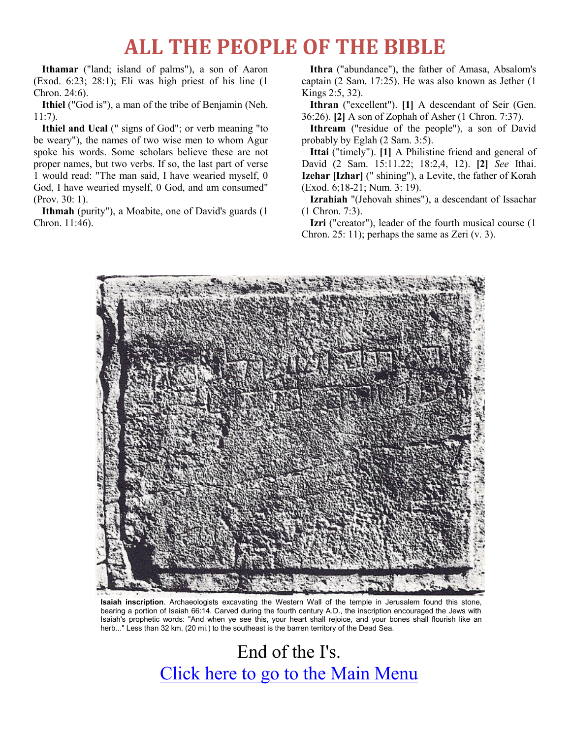Ithamar ("land; island of palms"), a son of Aaron (Exod. 6:23; 28:1); Eli was high priest of his line (1 Chron. 24:6).

**Ithiel** ("God is"), a man of the tribe of Benjamin (Neh. 11:7).

**Ithiel and Ucal** (" signs of God"; or verb meaning "to be weary"), the names of two wise men to whom Agur spoke his words. Some scholars believe these are not proper names, but two verbs. If so, the last part of verse 1 would read: "The man said, I have wearied myself, 0 God, I have wearied myself, 0 God, and am consumed" (Prov. 30: 1).

**Ithmah** (purity"), a Moabite, one of David's guards (1 Chron. 11:46).

**Ithra** ("abundance"), the father of Amasa, Absalom's captain (2 Sam. 17:25). He was also known as Jether (1 Kings 2:5, 32).

**Ithran** ("excellent"). **[1]** A descendant of Seir (Gen. 36:26). **[2]** A son of Zophah of Asher (1 Chron. 7:37).

**Ithream** ("residue of the people"), a son of David probably by Eglah (2 Sam. 3:5).

**Ittai** ("timely"). **[1]** A Philistine friend and general of David (2 Sam. 15:11.22; 18:2,4, 12). **[2]** *See* Ithai.

**Izehar [Izhar]** (" shining"), a Levite, the father of Korah (Exod. 6;18-21; Num. 3: 19).

**Izrahiah** "(Jehovah shines"), a descendant of Issachar (1 Chron. 7:3).

**Izri** ("creator"), leader of the fourth musical course (1 Chron. 25: 11); perhaps the same as Zeri (v. 3).

**Isaiah inscription**. Archaeologists excavating the Western Wall of the temple in Jerusalem found this stone, bearing a portion of Isaiah 66:14. Carved during the fourth century A.D., the inscription encouraged the Jews with Isaiah's prophetic words: "And when ye see this, your heart shall rejoice, and your bones shall flourish like an herb..." Less than 32 km. (20 mi.) to the southeast is the barren territory of the Dead Sea.

End of the I's.

Click here to go to the Main Menu